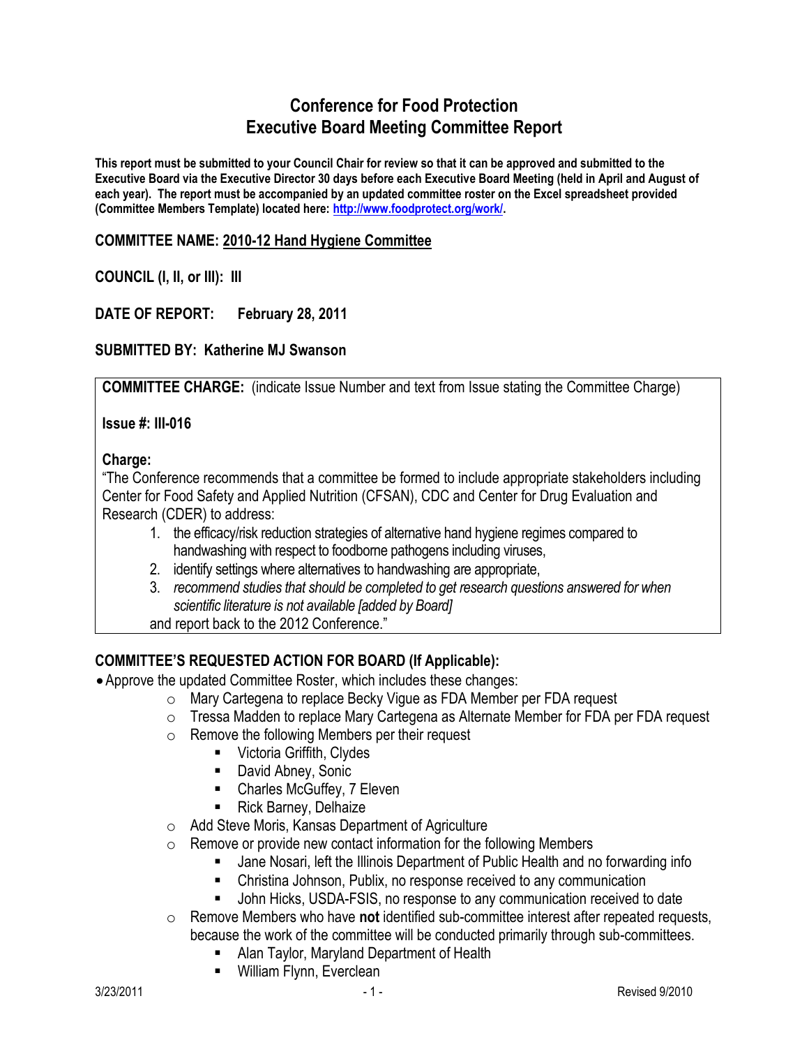# Conference for Food Protection
# Executive Board Meeting Committee Report

**This report must be submitted to your Council Chair for review so that it can be approved and submitted to the Executive Board via the Executive Director 30 days before each Executive Board Meeting (held in April and August of each year). The report must be accompanied by an updated committee roster on the Excel spreadsheet provided (Committee Members Template) located here: http://www.foodprotect.org/work/.**

**COMMITTEE NAME: 2010-12 Hand Hygiene Committee**

**COUNCIL (I, II, or III): III**

**DATE OF REPORT: February 28, 2011**

**SUBMITTED BY: Katherine MJ Swanson**

**COMMITTEE CHARGE:** (indicate Issue Number and text from Issue stating the Committee Charge)

**Issue #: III-016**

**Charge:**

"The Conference recommends that a committee be formed to include appropriate stakeholders including Center for Food Safety and Applied Nutrition (CFSAN), CDC and Center for Drug Evaluation and Research (CDER) to address:

1. the efficacy/risk reduction strategies of alternative hand hygiene regimes compared to handwashing with respect to foodborne pathogens including viruses,
2. identify settings where alternatives to handwashing are appropriate,
3. *recommend studies that should be completed to get research questions answered for when scientific literature is not available [added by Board]*

and report back to the 2012 Conference."

## COMMITTEE'S REQUESTED ACTION FOR BOARD (If Applicable):

- Approve the updated Committee Roster, which includes these changes:
  - Mary Cartegena to replace Becky Vigue as FDA Member per FDA request
  - Tressa Madden to replace Mary Cartegena as Alternate Member for FDA per FDA request
  - Remove the following Members per their request
    - Victoria Griffith, Clydes
    - David Abney, Sonic
    - Charles McGuffey, 7 Eleven
    - Rick Barney, Delhaize
  - Add Steve Moris, Kansas Department of Agriculture
  - Remove or provide new contact information for the following Members
    - Jane Nosari, left the Illinois Department of Public Health and no forwarding info
    - Christina Johnson, Publix, no response received to any communication
    - John Hicks, USDA-FSIS, no response to any communication received to date
  - Remove Members who have **not** identified sub-committee interest after repeated requests, because the work of the committee will be conducted primarily through sub-committees.
    - Alan Taylor, Maryland Department of Health
    - William Flynn, Everclean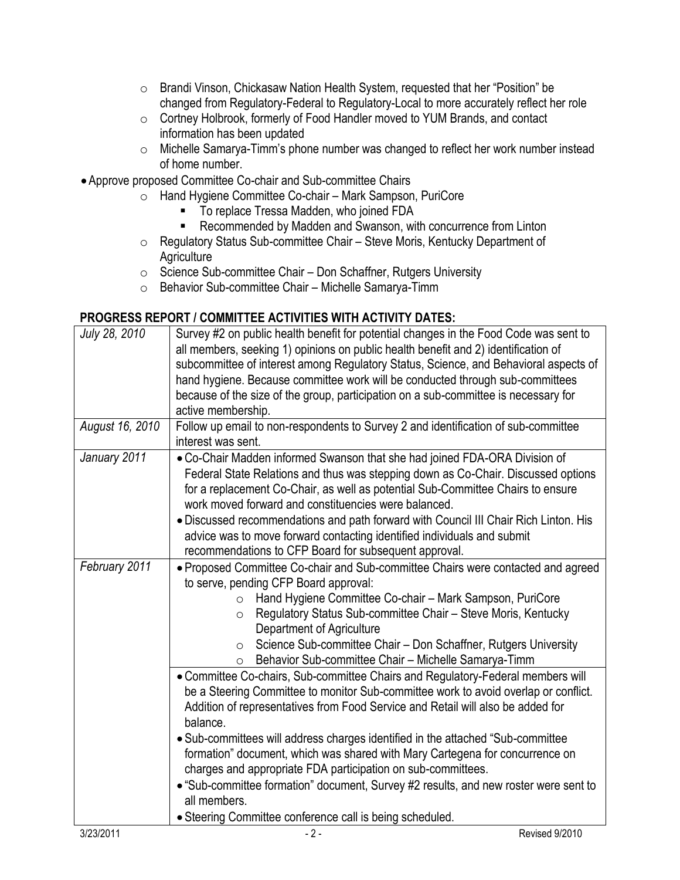- Brandi Vinson, Chickasaw Nation Health System, requested that her "Position" be changed from Regulatory-Federal to Regulatory-Local to more accurately reflect her role
    - Cortney Holbrook, formerly of Food Handler moved to YUM Brands, and contact information has been updated
    - Michelle Samarya-Timm's phone number was changed to reflect her work number instead of home number.
- Approve proposed Committee Co-chair and Sub-committee Chairs
    - Hand Hygiene Committee Co-chair – Mark Sampson, PuriCore
        - To replace Tressa Madden, who joined FDA
        - Recommended by Madden and Swanson, with concurrence from Linton
    - Regulatory Status Sub-committee Chair – Steve Moris, Kentucky Department of Agriculture
    - Science Sub-committee Chair – Don Schaffner, Rutgers University
    - Behavior Sub-committee Chair – Michelle Samarya-Timm

**PROGRESS REPORT / COMMITTEE ACTIVITIES WITH ACTIVITY DATES:**

| | |
|---|---|
| *July 28, 2010* | Survey #2 on public health benefit for potential changes in the Food Code was sent to all members, seeking 1) opinions on public health benefit and 2) identification of subcommittee of interest among Regulatory Status, Science, and Behavioral aspects of hand hygiene. Because committee work will be conducted through sub-committees because of the size of the group, participation on a sub-committee is necessary for active membership. |
| *August 16, 2010* | Follow up email to non-respondents to Survey 2 and identification of sub-committee interest was sent. |
| *January 2011* | • Co-Chair Madden informed Swanson that she had joined FDA-ORA Division of Federal State Relations and thus was stepping down as Co-Chair. Discussed options for a replacement Co-Chair, as well as potential Sub-Committee Chairs to ensure work moved forward and constituencies were balanced.<br>• Discussed recommendations and path forward with Council III Chair Rich Linton. His advice was to move forward contacting identified individuals and submit recommendations to CFP Board for subsequent approval. |
| *February 2011* | • Proposed Committee Co-chair and Sub-committee Chairs were contacted and agreed to serve, pending CFP Board approval:<br>○ Hand Hygiene Committee Co-chair – Mark Sampson, PuriCore<br>○ Regulatory Status Sub-committee Chair – Steve Moris, Kentucky Department of Agriculture<br>○ Science Sub-committee Chair – Don Schaffner, Rutgers University<br>○ Behavior Sub-committee Chair – Michelle Samarya-Timm |
| | • Committee Co-chairs, Sub-committee Chairs and Regulatory-Federal members will be a Steering Committee to monitor Sub-committee work to avoid overlap or conflict. Addition of representatives from Food Service and Retail will also be added for balance.<br>• Sub-committees will address charges identified in the attached "Sub-committee formation" document, which was shared with Mary Cartegena for concurrence on charges and appropriate FDA participation on sub-committees.<br>• "Sub-committee formation" document, Survey #2 results, and new roster were sent to all members.<br>• Steering Committee conference call is being scheduled. |